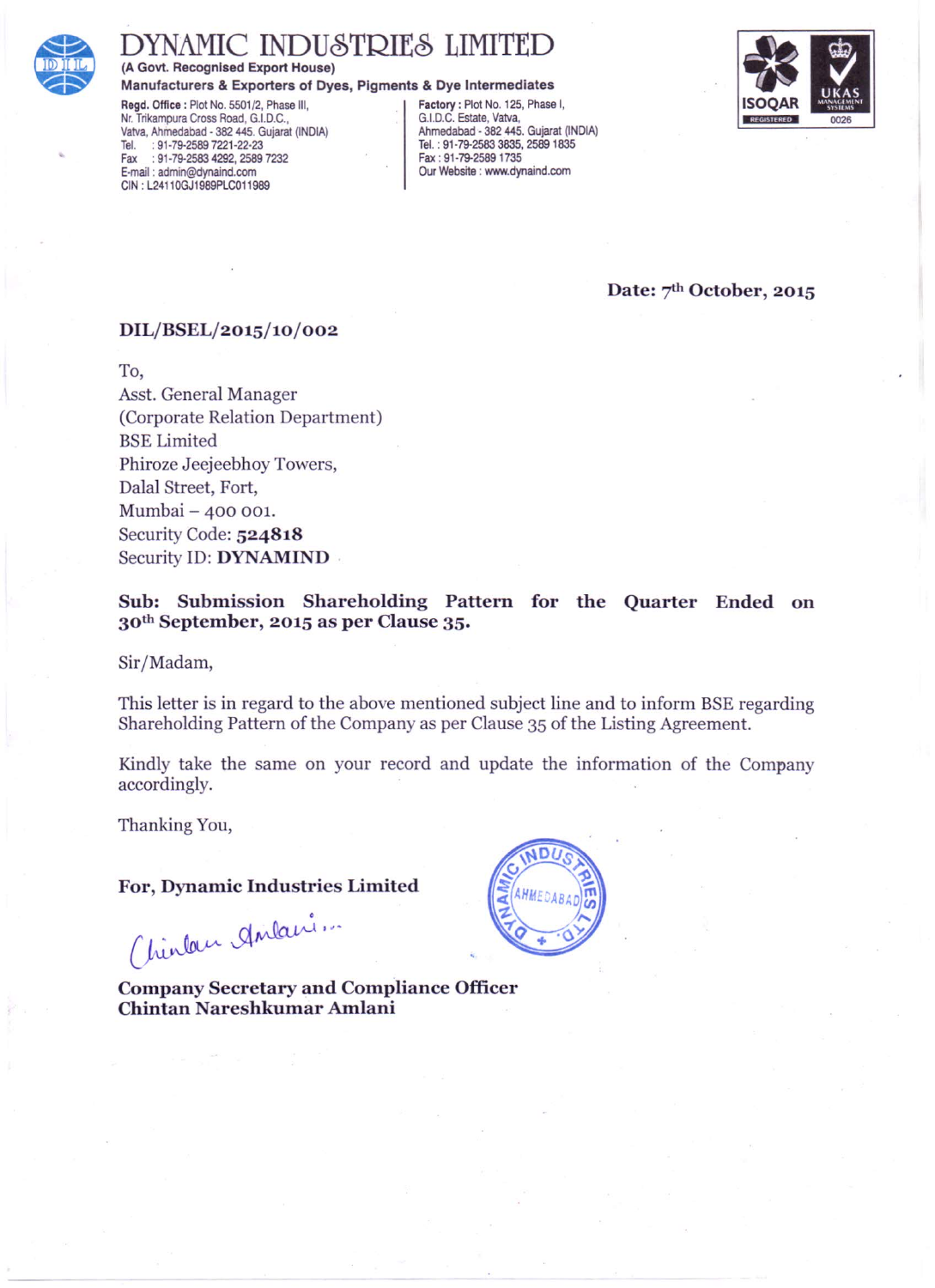# DYNAMIC INDUSTRIES LIMITED

**(A Govt. Recognised Export House)**

**Manufacturers & Exporters of Dyes, Pigments & Dye Intermediates**

**Regd. Office :** Plot No. 5501/2, Phase III,
Nr. Trikampura Cross Road, G.I.D.C.,
Vatva, Ahmedabad - 382 445. Gujarat (INDIA)
Tel. : 91-79-2589 7221-22-23
Fax : 91-79-2583 4292, 2589 7232
E-mail : admin@dynaind.com
CIN : L24110GJ1989PLC011989

**Factory :** Plot No. 125, Phase I,
G.I.D.C. Estate, Vatva,
Ahmedabad - 382 445. Gujarat (INDIA)
Tel. : 91-79-2583 3835, 2589 1835
Fax : 91-79-2589 1735
Our Website : www.dynaind.com

ISOQAR REGISTERED
UKAS MANAGEMENT SYSTEMS 0026

**Date: 7th October, 2015**

**DIL/BSEL/2015/10/002**

To,
Asst. General Manager
(Corporate Relation Department)
BSE Limited
Phiroze Jeejeebhoy Towers,
Dalal Street, Fort,
Mumbai – 400 001.
Security Code: **524818**
Security ID: **DYNAMIND**

**Sub: Submission Shareholding Pattern for the Quarter Ended on 30th September, 2015 as per Clause 35.**

Sir/Madam,

This letter is in regard to the above mentioned subject line and to inform BSE regarding Shareholding Pattern of the Company as per Clause 35 of the Listing Agreement.

Kindly take the same on your record and update the information of the Company accordingly.

Thanking You,

**For, Dynamic Industries Limited**

**Company Secretary and Compliance Officer**
**Chintan Nareshkumar Amlani**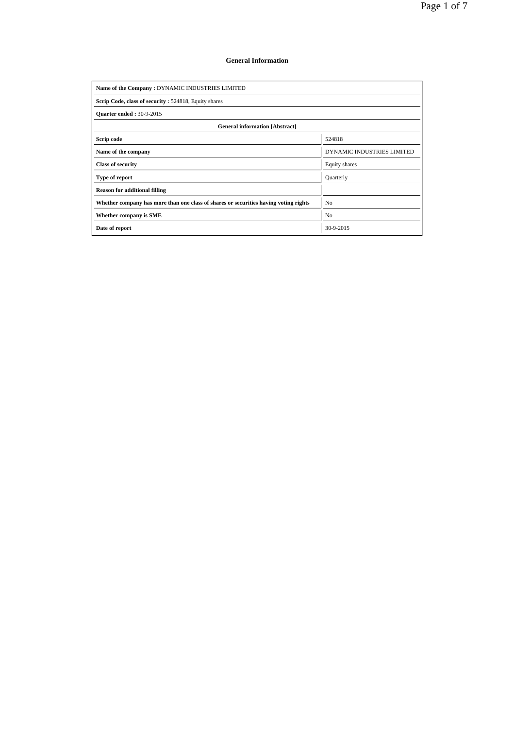# General Information

| **Name of the Company :** DYNAMIC INDUSTRIES LIMITED | |
|---|---|
| **Scrip Code, class of security :** 524818, Equity shares | |
| **Quarter ended :** 30-9-2015 | |
| **General information [Abstract]** | |
| **Scrip code** | 524818 |
| **Name of the company** | DYNAMIC INDUSTRIES LIMITED |
| **Class of security** | Equity shares |
| **Type of report** | Quarterly |
| **Reason for additional filling** | |
| **Whether company has more than one class of shares or securities having voting rights** | No |
| **Whether company is SME** | No |
| **Date of report** | 30-9-2015 |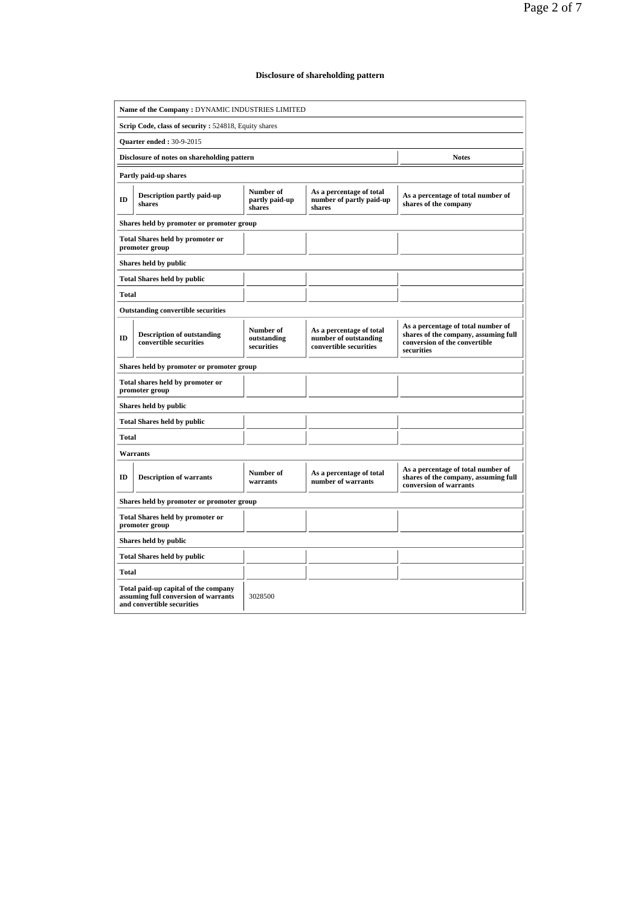## Disclosure of shareholding pattern

| | | | | |
|---|---|---|---|---|
| **Name of the Company :** DYNAMIC INDUSTRIES LIMITED | | | | |
| **Scrip Code, class of security :** 524818, Equity shares | | | | |
| **Quarter ended :** 30-9-2015 | | | | |
| **Disclosure of notes on shareholding pattern** | | | | **Notes** |
| **Partly paid-up shares** | | | | |
| **ID** | **Description partly paid-up shares** | **Number of partly paid-up shares** | **As a percentage of total number of partly paid-up shares** | **As a percentage of total number of shares of the company** |
| **Shares held by promoter or promoter group** | | | | |
| **Total Shares held by promoter or promoter group** | | | | |
| **Shares held by public** | | | | |
| **Total Shares held by public** | | | | |
| **Total** | | | | |
| **Outstanding convertible securities** | | | | |
| **ID** | **Description of outstanding convertible securities** | **Number of outstanding securities** | **As a percentage of total number of outstanding convertible securities** | **As a percentage of total number of shares of the company, assuming full conversion of the convertible securities** |
| **Shares held by promoter or promoter group** | | | | |
| **Total shares held by promoter or promoter group** | | | | |
| **Shares held by public** | | | | |
| **Total Shares held by public** | | | | |
| **Total** | | | | |
| **Warrants** | | | | |
| **ID** | **Description of warrants** | **Number of warrants** | **As a percentage of total number of warrants** | **As a percentage of total number of shares of the company, assuming full conversion of warrants** |
| **Shares held by promoter or promoter group** | | | | |
| **Total Shares held by promoter or promoter group** | | | | |
| **Shares held by public** | | | | |
| **Total Shares held by public** | | | | |
| **Total** | | | | |
| **Total paid-up capital of the company assuming full conversion of warrants and convertible securities** | | 3028500 | | |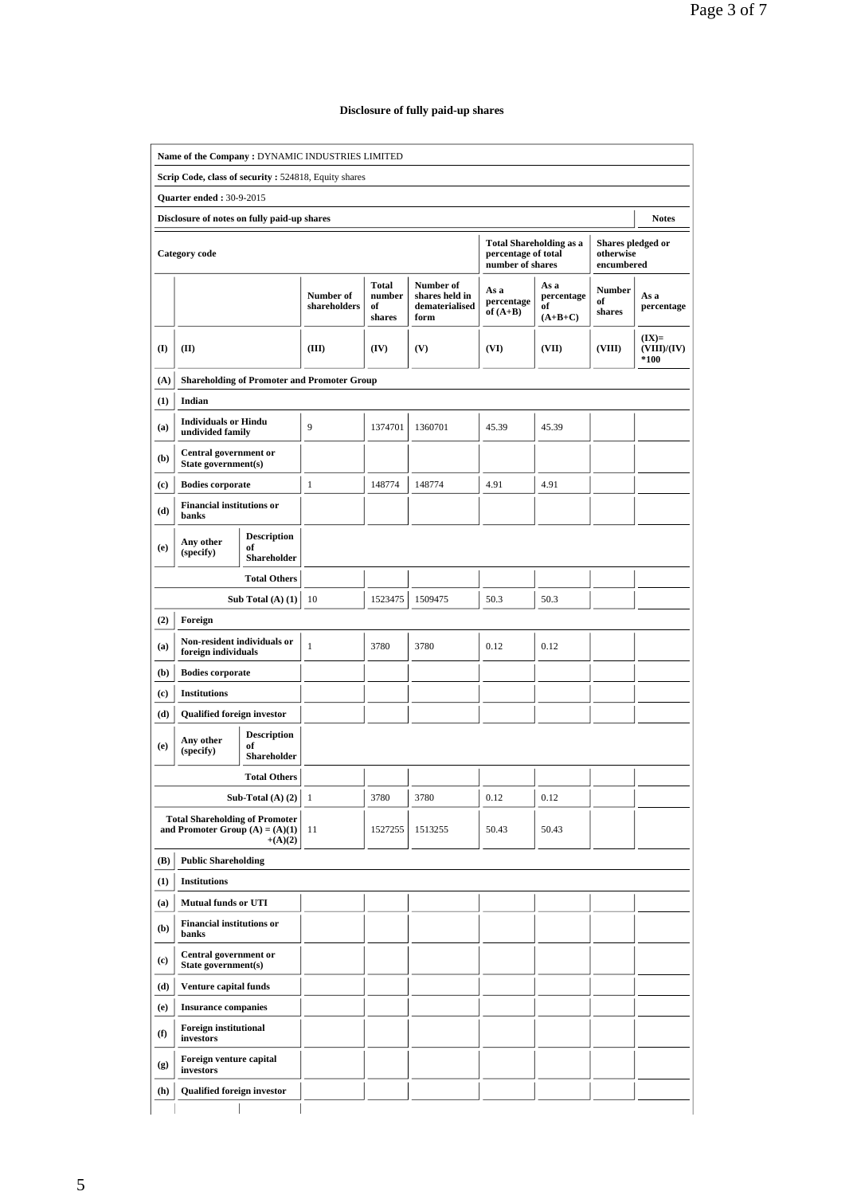## Disclosure of fully paid-up shares

**Name of the Company :** DYNAMIC INDUSTRIES LIMITED

**Scrip Code, class of security :** 524818, Equity shares

**Quarter ended :** 30-9-2015

| Disclosure of notes on fully paid-up shares | | | | | | | | | Notes |
|---|---|---|---|---|---|---|---|---|---|
| **Category code** | | | | | | **Total Shareholding as a percentage of total number of shares** | | **Shares pledged or otherwise encumbered** | |
| | | | **Number of shareholders** | **Total number of shares** | **Number of shares held in dematerialised form** | **As a percentage of (A+B)** | **As a percentage of (A+B+C)** | **Number of shares** | **As a percentage** |
| **(I)** | **(II)** | | **(III)** | **(IV)** | **(V)** | **(VI)** | **(VII)** | **(VIII)** | **(IX)= (VIII)/(IV) *100** |
| **(A)** | **Shareholding of Promoter and Promoter Group** | | | | | | | | |
| **(1)** | **Indian** | | | | | | | | |
| **(a)** | **Individuals or Hindu undivided family** | | 9 | 1374701 | 1360701 | 45.39 | 45.39 | | |
| **(b)** | **Central government or State government(s)** | | | | | | | | |
| **(c)** | **Bodies corporate** | | 1 | 148774 | 148774 | 4.91 | 4.91 | | |
| **(d)** | **Financial institutions or banks** | | | | | | | | |
| **(e)** | **Any other (specify)** | **Description of Shareholder** | | | | | | | |
| | | **Total Others** | | | | | | | |
| | | **Sub Total (A) (1)** | 10 | 1523475 | 1509475 | 50.3 | 50.3 | | |
| **(2)** | **Foreign** | | | | | | | | |
| **(a)** | **Non-resident individuals or foreign individuals** | | 1 | 3780 | 3780 | 0.12 | 0.12 | | |
| **(b)** | **Bodies corporate** | | | | | | | | |
| **(c)** | **Institutions** | | | | | | | | |
| **(d)** | **Qualified foreign investor** | | | | | | | | |
| **(e)** | **Any other (specify)** | **Description of Shareholder** | | | | | | | |
| | | **Total Others** | | | | | | | |
| | | **Sub-Total (A) (2)** | 1 | 3780 | 3780 | 0.12 | 0.12 | | |
| | | **Total Shareholding of Promoter and Promoter Group (A) = (A)(1) +(A)(2)** | 11 | 1527255 | 1513255 | 50.43 | 50.43 | | |
| **(B)** | **Public Shareholding** | | | | | | | | |
| **(1)** | **Institutions** | | | | | | | | |
| **(a)** | **Mutual funds or UTI** | | | | | | | | |
| **(b)** | **Financial institutions or banks** | | | | | | | | |
| **(c)** | **Central government or State government(s)** | | | | | | | | |
| **(d)** | **Venture capital funds** | | | | | | | | |
| **(e)** | **Insurance companies** | | | | | | | | |
| **(f)** | **Foreign institutional investors** | | | | | | | | |
| **(g)** | **Foreign venture capital investors** | | | | | | | | |
| **(h)** | **Qualified foreign investor** | | | | | | | | |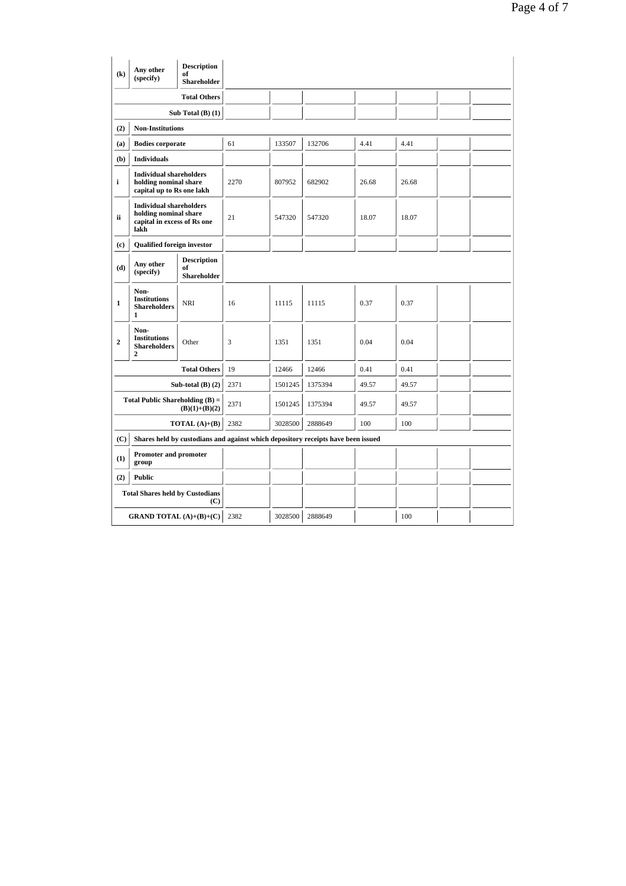| (k) | Any other (specify) | Description of Shareholder | | | | | | | |
|---|---|---|---|---|---|---|---|---|---|
| | | Total Others | | | | | | | |
| | | Sub Total (B) (1) | | | | | | | |
| (2) | Non-Institutions | | | | | | | | |
| (a) | Bodies corporate | | 61 | 133507 | 132706 | 4.41 | 4.41 | | |
| (b) | Individuals | | | | | | | | |
| i | Individual shareholders holding nominal share capital up to Rs one lakh | | 2270 | 807952 | 682902 | 26.68 | 26.68 | | |
| ii | Individual shareholders holding nominal share capital in excess of Rs one lakh | | 21 | 547320 | 547320 | 18.07 | 18.07 | | |
| (c) | Qualified foreign investor | | | | | | | | |
| (d) | Any other (specify) | Description of Shareholder | | | | | | | |
| 1 | Non-Institutions Shareholders 1 | NRI | 16 | 11115 | 11115 | 0.37 | 0.37 | | |
| 2 | Non-Institutions Shareholders 2 | Other | 3 | 1351 | 1351 | 0.04 | 0.04 | | |
| | | Total Others | 19 | 12466 | 12466 | 0.41 | 0.41 | | |
| | | Sub-total (B) (2) | 2371 | 1501245 | 1375394 | 49.57 | 49.57 | | |
| | | Total Public Shareholding (B) = (B)(1)+(B)(2) | 2371 | 1501245 | 1375394 | 49.57 | 49.57 | | |
| | | TOTAL (A)+(B) | 2382 | 3028500 | 2888649 | 100 | 100 | | |
| (C) | Shares held by custodians and against which depository receipts have been issued | | | | | | | | |
| (1) | Promoter and promoter group | | | | | | | | |
| (2) | Public | | | | | | | | |
| | | Total Shares held by Custodians (C) | | | | | | | |
| | | GRAND TOTAL (A)+(B)+(C) | 2382 | 3028500 | 2888649 | | 100 | | |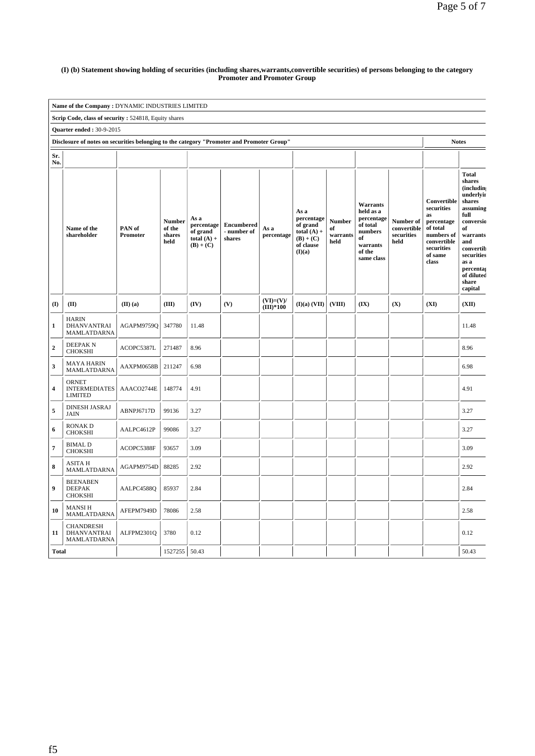**(I) (b) Statement showing holding of securities (including shares,warrants,convertible securities) of persons belonging to the category Promoter and Promoter Group**

**Name of the Company :** DYNAMIC INDUSTRIES LIMITED

**Scrip Code, class of security :** 524818, Equity shares

**Quarter ended :** 30-9-2015

**Disclosure of notes on securities belonging to the category "Promoter and Promoter Group"** — **Notes**

| Sr. No. | Name of the shareholder | PAN of Promoter | Number of the shares held | As a percentage of grand total (A) + (B) + (C) | Encumbered - number of shares | As a percentage | As a percentage of grand total (A) + (B) + (C) of clause (I)(a) | Number of warrants held | Warrants held as a percentage of total numbers of warrants of the same class | Number of convertible securities held | Convertible securities as percentage of total numbers of convertible securities of same class | Total shares (including underlying shares assuming full conversion of warrants and convertible securities as a percentage of diluted share capital |
|---|---|---|---|---|---|---|---|---|---|---|---|---|
| (I) | (II) | (II) (a) | (III) | (IV) | (V) | (VI)=(V)/(III)*100 | (I)(a) (VII) | (VIII) | (IX) | (X) | (XI) | (XII) |
| 1 | HARIN DHANVANTRAI MAMLATDARNA | AGAPM9759Q | 347780 | 11.48 | | | | | | | | 11.48 |
| 2 | DEEPAK N CHOKSHI | ACOPC5387L | 271487 | 8.96 | | | | | | | | 8.96 |
| 3 | MAYA HARIN MAMLATDARNA | AAXPM0658B | 211247 | 6.98 | | | | | | | | 6.98 |
| 4 | ORNET INTERMEDIATES LIMITED | AAACO2744E | 148774 | 4.91 | | | | | | | | 4.91 |
| 5 | DINESH JASRAJ JAIN | ABNPJ6717D | 99136 | 3.27 | | | | | | | | 3.27 |
| 6 | RONAK D CHOKSHI | AALPC4612P | 99086 | 3.27 | | | | | | | | 3.27 |
| 7 | BIMAL D CHOKSHI | ACOPC5388F | 93657 | 3.09 | | | | | | | | 3.09 |
| 8 | ASITA H MAMLATDARNA | AGAPM9754D | 88285 | 2.92 | | | | | | | | 2.92 |
| 9 | BEENABEN DEEPAK CHOKSHI | AALPC4588Q | 85937 | 2.84 | | | | | | | | 2.84 |
| 10 | MANSI H MAMLATDARNA | AFEPM7949D | 78086 | 2.58 | | | | | | | | 2.58 |
| 11 | CHANDRESH DHANVANTRAI MAMLATDARNA | ALFPM2301Q | 3780 | 0.12 | | | | | | | | 0.12 |
| Total | | | 1527255 | 50.43 | | | | | | | | 50.43 |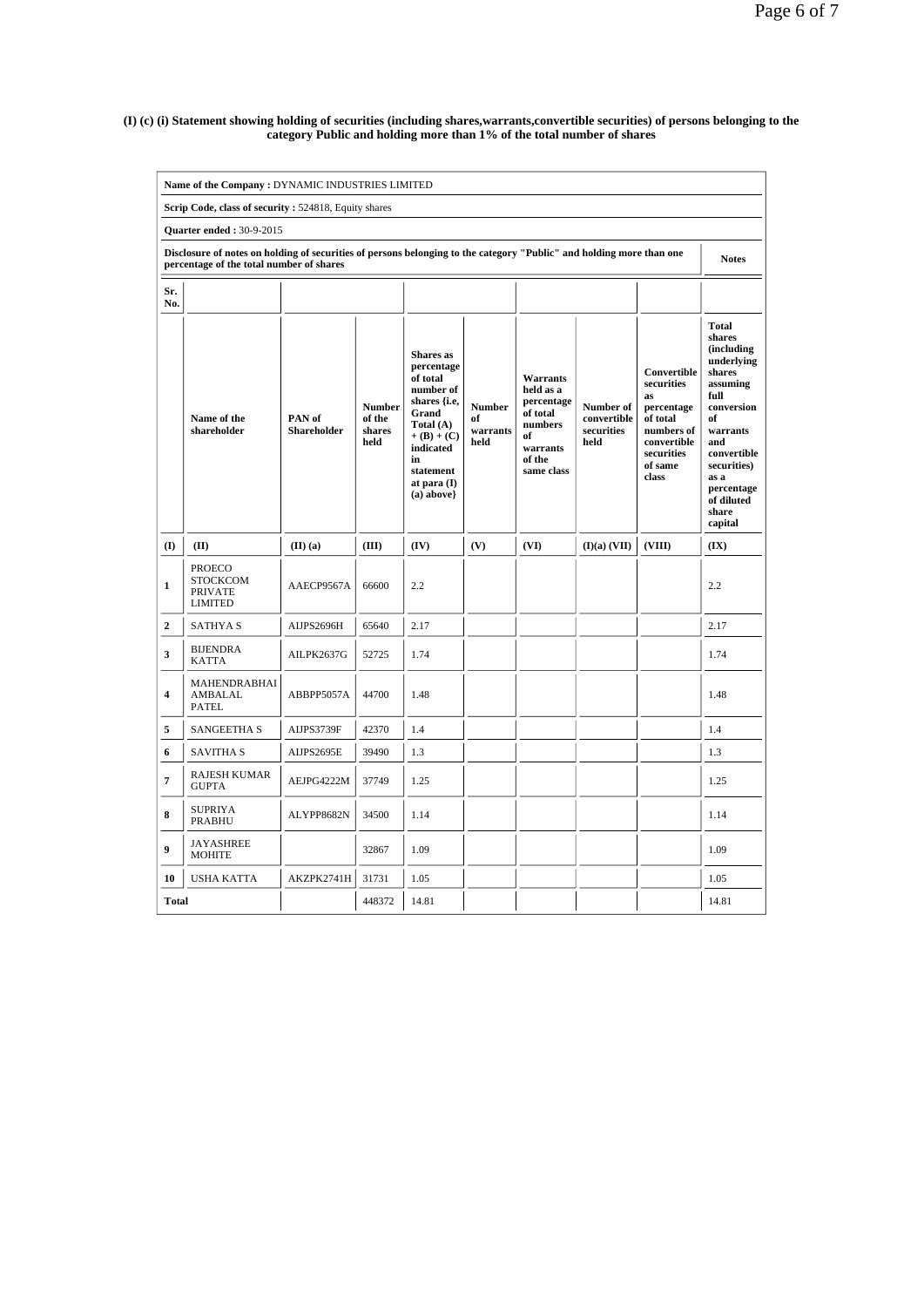**(I) (c) (i) Statement showing holding of securities (including shares,warrants,convertible securities) of persons belonging to the category Public and holding more than 1% of the total number of shares**

**Name of the Company :** DYNAMIC INDUSTRIES LIMITED

**Scrip Code, class of security :** 524818, Equity shares

**Quarter ended :** 30-9-2015

**Disclosure of notes on holding of securities of persons belonging to the category "Public" and holding more than one percentage of the total number of shares** — **Notes**

| Sr. No. | Name of the shareholder | PAN of Shareholder | Number of the shares held | Shares as percentage of total number of shares {i.e, Grand Total (A) + (B) + (C) indicated in statement at para (I) (a) above} | Number of warrants held | Warrants held as a percentage of total numbers of warrants of the same class | Number of convertible securities held | Convertible securities as percentage of total numbers of convertible securities of same class | Total shares (including underlying shares assuming full conversion of warrants and convertible securities) as a percentage of diluted share capital |
|---|---|---|---|---|---|---|---|---|---|
| (I) | (II) | (II) (a) | (III) | (IV) | (V) | (VI) | (I)(a) (VII) | (VIII) | (IX) |
| 1 | PROECO STOCKCOM PRIVATE LIMITED | AAECP9567A | 66600 | 2.2 | | | | | 2.2 |
| 2 | SATHYA S | AIJPS2696H | 65640 | 2.17 | | | | | 2.17 |
| 3 | BIJENDRA KATTA | AILPK2637G | 52725 | 1.74 | | | | | 1.74 |
| 4 | MAHENDRABHAI AMBALAL PATEL | ABBPP5057A | 44700 | 1.48 | | | | | 1.48 |
| 5 | SANGEETHA S | AIJPS3739F | 42370 | 1.4 | | | | | 1.4 |
| 6 | SAVITHA S | AIJPS2695E | 39490 | 1.3 | | | | | 1.3 |
| 7 | RAJESH KUMAR GUPTA | AEJPG4222M | 37749 | 1.25 | | | | | 1.25 |
| 8 | SUPRIYA PRABHU | ALYPP8682N | 34500 | 1.14 | | | | | 1.14 |
| 9 | JAYASHREE MOHITE | | 32867 | 1.09 | | | | | 1.09 |
| 10 | USHA KATTA | AKZPK2741H | 31731 | 1.05 | | | | | 1.05 |
| Total | | | 448372 | 14.81 | | | | | 14.81 |